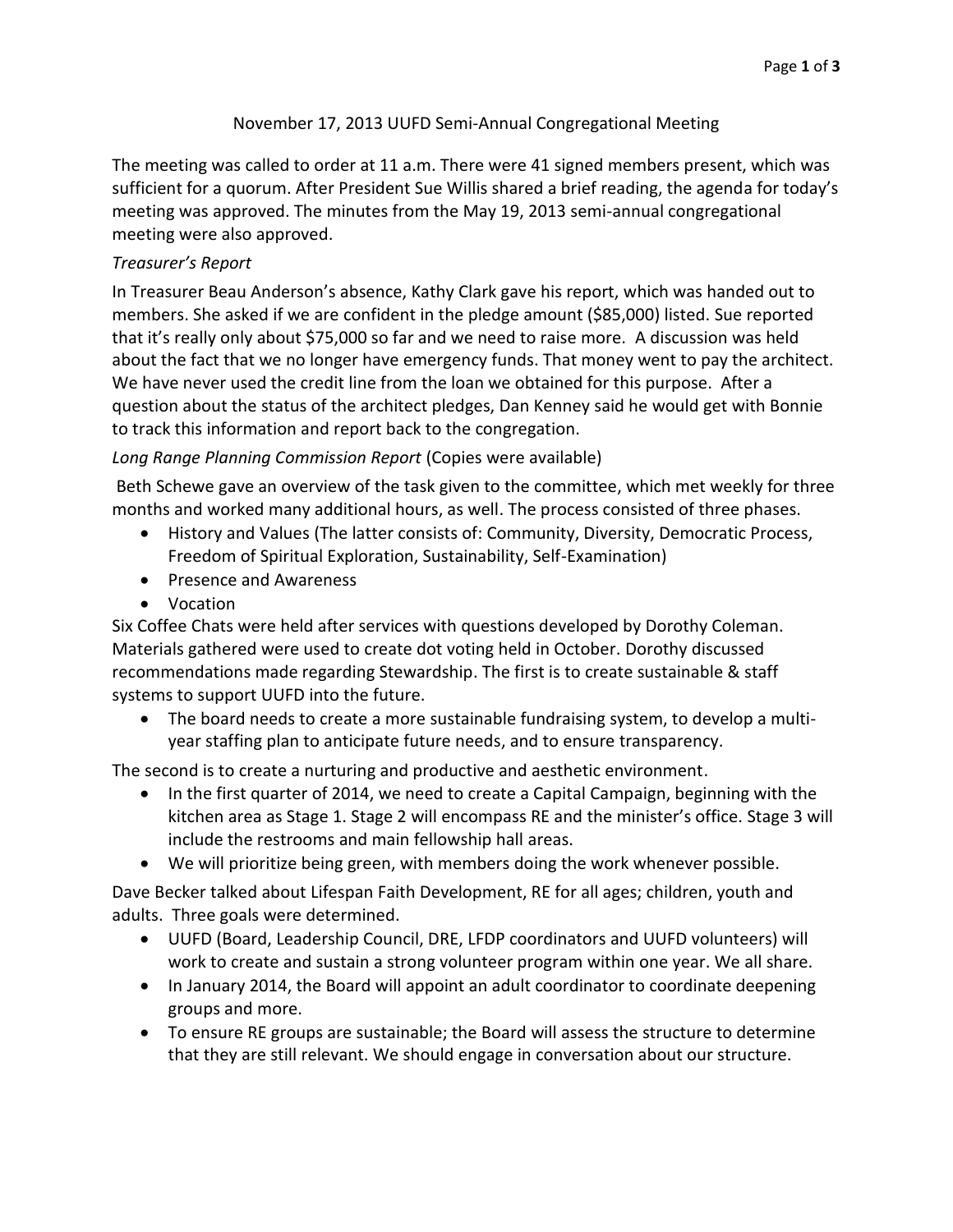# November 17, 2013 UUFD Semi-Annual Congregational Meeting

The meeting was called to order at 11 a.m. There were 41 signed members present, which was sufficient for a quorum. After President Sue Willis shared a brief reading, the agenda for today's meeting was approved. The minutes from the May 19, 2013 semi-annual congregational meeting were also approved.

*Treasurer's Report*

In Treasurer Beau Anderson's absence, Kathy Clark gave his report, which was handed out to members. She asked if we are confident in the pledge amount ($85,000) listed. Sue reported that it's really only about $75,000 so far and we need to raise more. A discussion was held about the fact that we no longer have emergency funds. That money went to pay the architect. We have never used the credit line from the loan we obtained for this purpose. After a question about the status of the architect pledges, Dan Kenney said he would get with Bonnie to track this information and report back to the congregation.

*Long Range Planning Commission Report* (Copies were available)

Beth Schewe gave an overview of the task given to the committee, which met weekly for three months and worked many additional hours, as well. The process consisted of three phases.

- History and Values (The latter consists of: Community, Diversity, Democratic Process, Freedom of Spiritual Exploration, Sustainability, Self-Examination)
- Presence and Awareness
- Vocation

Six Coffee Chats were held after services with questions developed by Dorothy Coleman. Materials gathered were used to create dot voting held in October. Dorothy discussed recommendations made regarding Stewardship. The first is to create sustainable & staff systems to support UUFD into the future.

- The board needs to create a more sustainable fundraising system, to develop a multi-year staffing plan to anticipate future needs, and to ensure transparency.

The second is to create a nurturing and productive and aesthetic environment.

- In the first quarter of 2014, we need to create a Capital Campaign, beginning with the kitchen area as Stage 1. Stage 2 will encompass RE and the minister's office. Stage 3 will include the restrooms and main fellowship hall areas.
- We will prioritize being green, with members doing the work whenever possible.

Dave Becker talked about Lifespan Faith Development, RE for all ages; children, youth and adults. Three goals were determined.

- UUFD (Board, Leadership Council, DRE, LFDP coordinators and UUFD volunteers) will work to create and sustain a strong volunteer program within one year. We all share.
- In January 2014, the Board will appoint an adult coordinator to coordinate deepening groups and more.
- To ensure RE groups are sustainable; the Board will assess the structure to determine that they are still relevant. We should engage in conversation about our structure.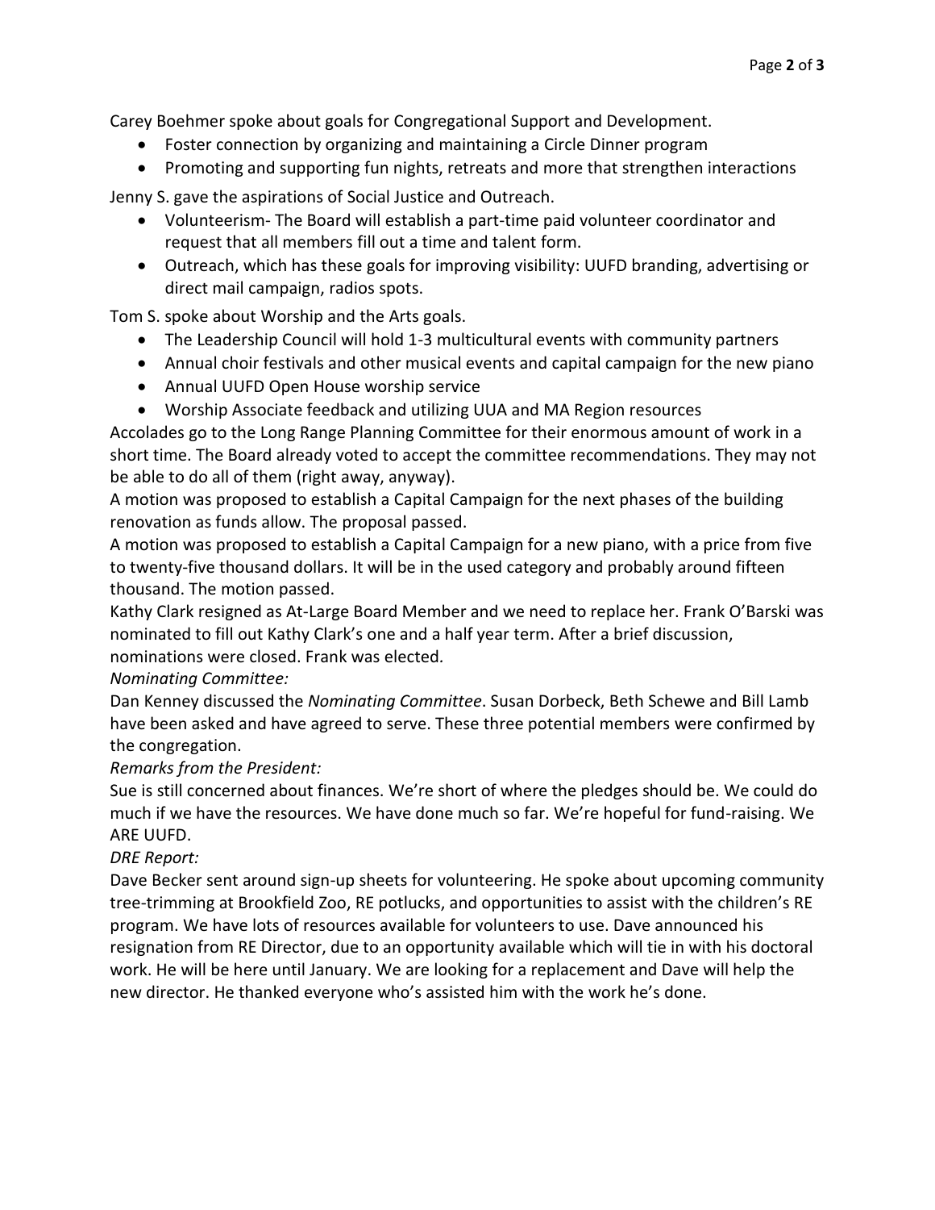Carey Boehmer spoke about goals for Congregational Support and Development.

- Foster connection by organizing and maintaining a Circle Dinner program
- Promoting and supporting fun nights, retreats and more that strengthen interactions

Jenny S. gave the aspirations of Social Justice and Outreach.

- Volunteerism- The Board will establish a part-time paid volunteer coordinator and request that all members fill out a time and talent form.
- Outreach, which has these goals for improving visibility: UUFD branding, advertising or direct mail campaign, radios spots.

Tom S. spoke about Worship and the Arts goals.

- The Leadership Council will hold 1-3 multicultural events with community partners
- Annual choir festivals and other musical events and capital campaign for the new piano
- Annual UUFD Open House worship service
- Worship Associate feedback and utilizing UUA and MA Region resources

Accolades go to the Long Range Planning Committee for their enormous amount of work in a short time. The Board already voted to accept the committee recommendations. They may not be able to do all of them (right away, anyway).

A motion was proposed to establish a Capital Campaign for the next phases of the building renovation as funds allow. The proposal passed.

A motion was proposed to establish a Capital Campaign for a new piano, with a price from five to twenty-five thousand dollars. It will be in the used category and probably around fifteen thousand. The motion passed.

Kathy Clark resigned as At-Large Board Member and we need to replace her. Frank O'Barski was nominated to fill out Kathy Clark's one and a half year term. After a brief discussion, nominations were closed. Frank was elected.

*Nominating Committee:*

Dan Kenney discussed the *Nominating Committee*. Susan Dorbeck, Beth Schewe and Bill Lamb have been asked and have agreed to serve. These three potential members were confirmed by the congregation.

*Remarks from the President:*

Sue is still concerned about finances. We're short of where the pledges should be. We could do much if we have the resources. We have done much so far. We're hopeful for fund-raising. We ARE UUFD.

*DRE Report:*

Dave Becker sent around sign-up sheets for volunteering. He spoke about upcoming community tree-trimming at Brookfield Zoo, RE potlucks, and opportunities to assist with the children's RE program. We have lots of resources available for volunteers to use. Dave announced his resignation from RE Director, due to an opportunity available which will tie in with his doctoral work. He will be here until January. We are looking for a replacement and Dave will help the new director. He thanked everyone who's assisted him with the work he's done.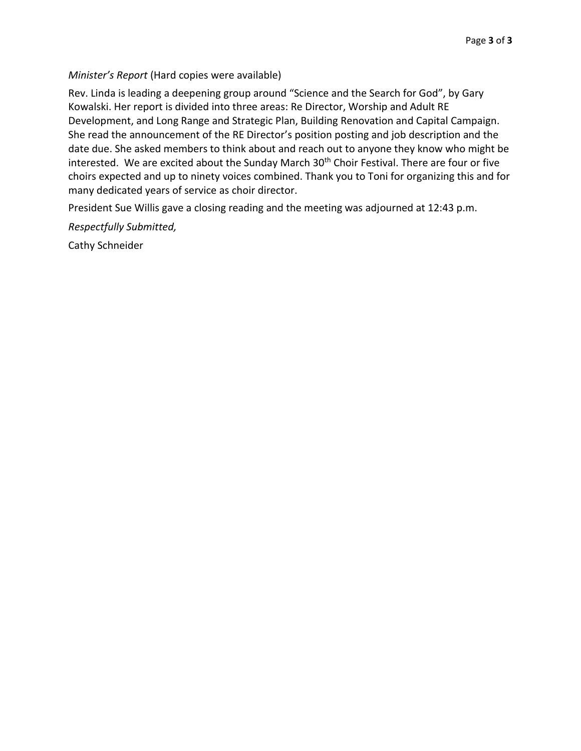*Minister's Report* (Hard copies were available)

Rev. Linda is leading a deepening group around "Science and the Search for God", by Gary Kowalski. Her report is divided into three areas: Re Director, Worship and Adult RE Development, and Long Range and Strategic Plan, Building Renovation and Capital Campaign. She read the announcement of the RE Director's position posting and job description and the date due. She asked members to think about and reach out to anyone they know who might be interested. We are excited about the Sunday March 30th Choir Festival. There are four or five choirs expected and up to ninety voices combined. Thank you to Toni for organizing this and for many dedicated years of service as choir director.

President Sue Willis gave a closing reading and the meeting was adjourned at 12:43 p.m.

*Respectfully Submitted,*

Cathy Schneider